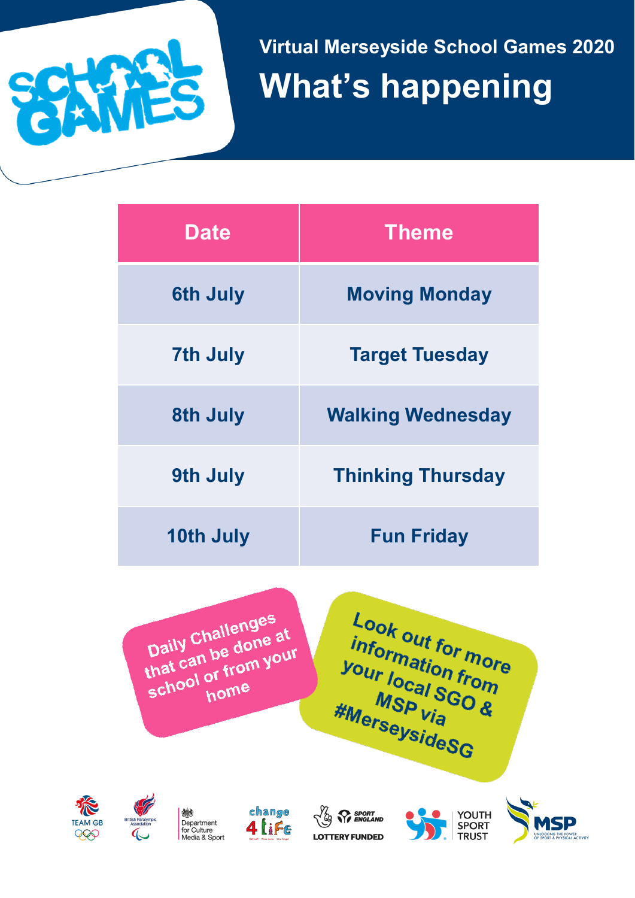Virtual Merseyside School Games 2020

# What's happening

| Date | Theme |
|---|---|
| 6th July | Moving Monday |
| 7th July | Target Tuesday |
| 8th July | Walking Wednesday |
| 9th July | Thinking Thursday |
| 10th July | Fun Friday |

Daily Challenges that can be done at school or from your home

Look out for more information from your local SGO & MSP via #MerseysideSG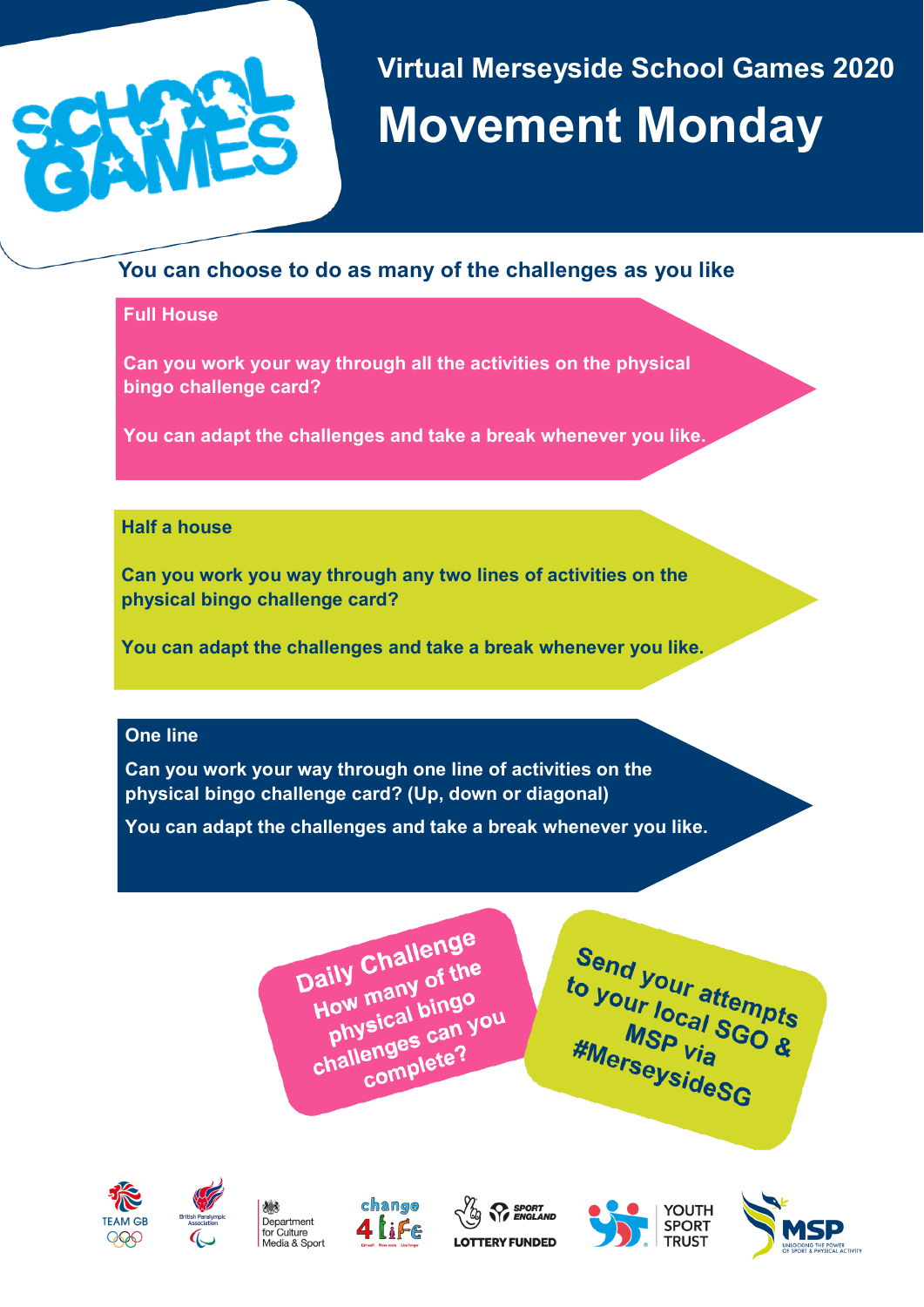# Virtual Merseyside School Games 2020

# Movement Monday

**You can choose to do as many of the challenges as you like**

## Full House

**Can you work your way through all the activities on the physical bingo challenge card?**

**You can adapt the challenges and take a break whenever you like.**

## Half a house

**Can you work you way through any two lines of activities on the physical bingo challenge card?**

**You can adapt the challenges and take a break whenever you like.**

## One line

**Can you work your way through one line of activities on the physical bingo challenge card? (Up, down or diagonal)**

**You can adapt the challenges and take a break whenever you like.**

**Daily Challenge**
**How many of the physical bingo challenges can you complete?**

**Send your attempts to your local SGO & MSP via #MerseysideSG**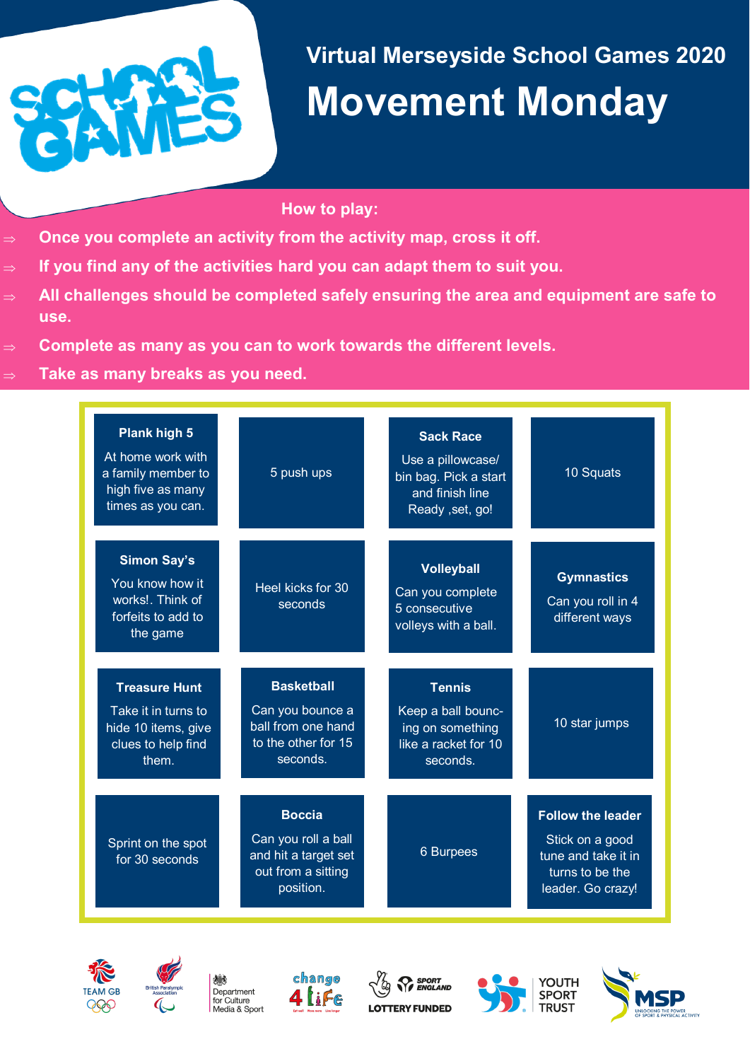# Virtual Merseyside School Games 2020

# Movement Monday

## How to play:

- Once you complete an activity from the activity map, cross it off.
- If you find any of the activities hard you can adapt them to suit you.
- All challenges should be completed safely ensuring the area and equipment are safe to use.
- Complete as many as you can to work towards the different levels.
- Take as many breaks as you need.

| | | | |
|---|---|---|---|
| **Plank high 5** At home work with a family member to high five as many times as you can. | 5 push ups | **Sack Race** Use a pillowcase/ bin bag. Pick a start and finish line Ready ,set, go! | 10 Squats |
| **Simon Say's** You know how it works!. Think of forfeits to add to the game | Heel kicks for 30 seconds | **Volleyball** Can you complete 5 consecutive volleys with a ball. | **Gymnastics** Can you roll in 4 different ways |
| **Treasure Hunt** Take it in turns to hide 10 items, give clues to help find them. | **Basketball** Can you bounce a ball from one hand to the other for 15 seconds. | **Tennis** Keep a ball bouncing on something like a racket for 10 seconds. | 10 star jumps |
| Sprint on the spot for 30 seconds | **Boccia** Can you roll a ball and hit a target set out from a sitting position. | 6 Burpees | **Follow the leader** Stick on a good tune and take it in turns to be the leader. Go crazy! |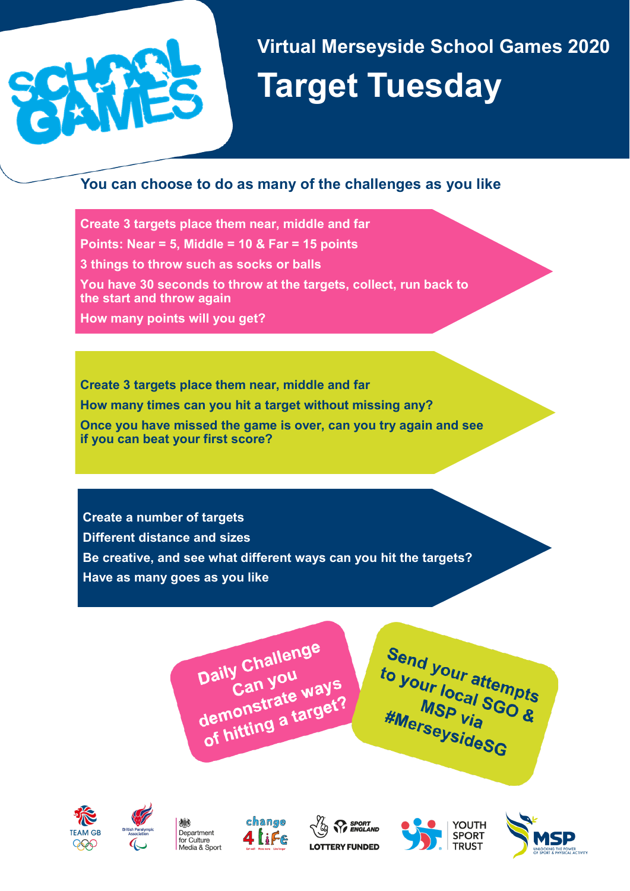# Virtual Merseyside School Games 2020

# Target Tuesday

**You can choose to do as many of the challenges as you like**

- Create 3 targets place them near, middle and far
- Points: Near = 5, Middle = 10 & Far = 15 points
- 3 things to throw such as socks or balls
- You have 30 seconds to throw at the targets, collect, run back to the start and throw again
- How many points will you get?

---

- Create 3 targets place them near, middle and far
- How many times can you hit a target without missing any?
- Once you have missed the game is over, can you try again and see if you can beat your first score?

---

- Create a number of targets
- Different distance and sizes
- Be creative, and see what different ways can you hit the targets?
- Have as many goes as you like

---

**Daily Challenge**
**Can you demonstrate ways of hitting a target?**

**Send your attempts to your local SGO & MSP via #MerseysideSG**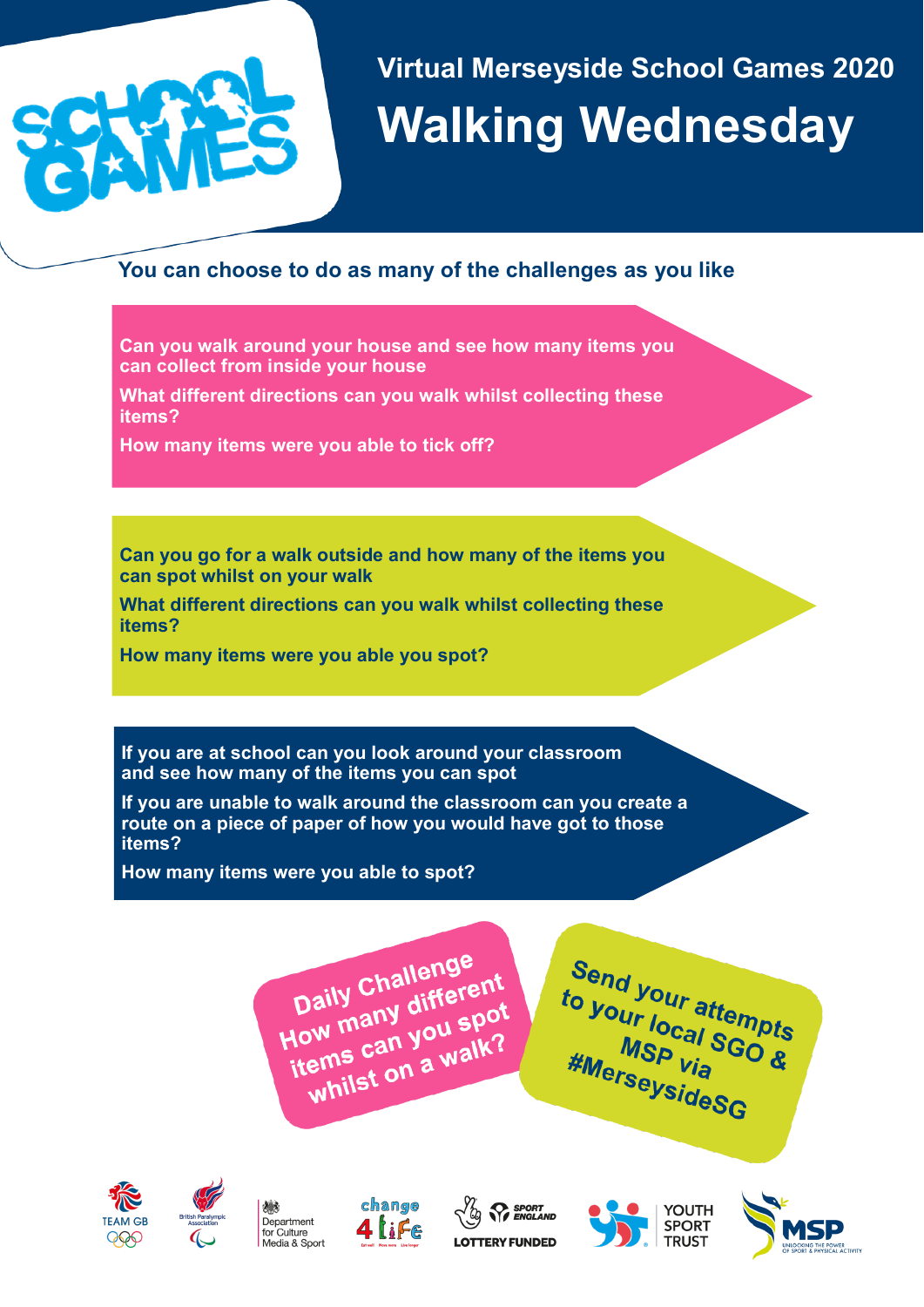# Virtual Merseyside School Games 2020

# Walking Wednesday

**You can choose to do as many of the challenges as you like**

**Can you walk around your house and see how many items you can collect from inside your house**

**What different directions can you walk whilst collecting these items?**

**How many items were you able to tick off?**

**Can you go for a walk outside and how many of the items you can spot whilst on your walk**

**What different directions can you walk whilst collecting these items?**

**How many items were you able you spot?**

**If you are at school can you look around your classroom and see how many of the items you can spot**

**If you are unable to walk around the classroom can you create a route on a piece of paper of how you would have got to those items?**

**How many items were you able to spot?**

**Daily Challenge How many different items can you spot whilst on a walk?**

**Send your attempts to your local SGO & MSP via #MerseysideSG**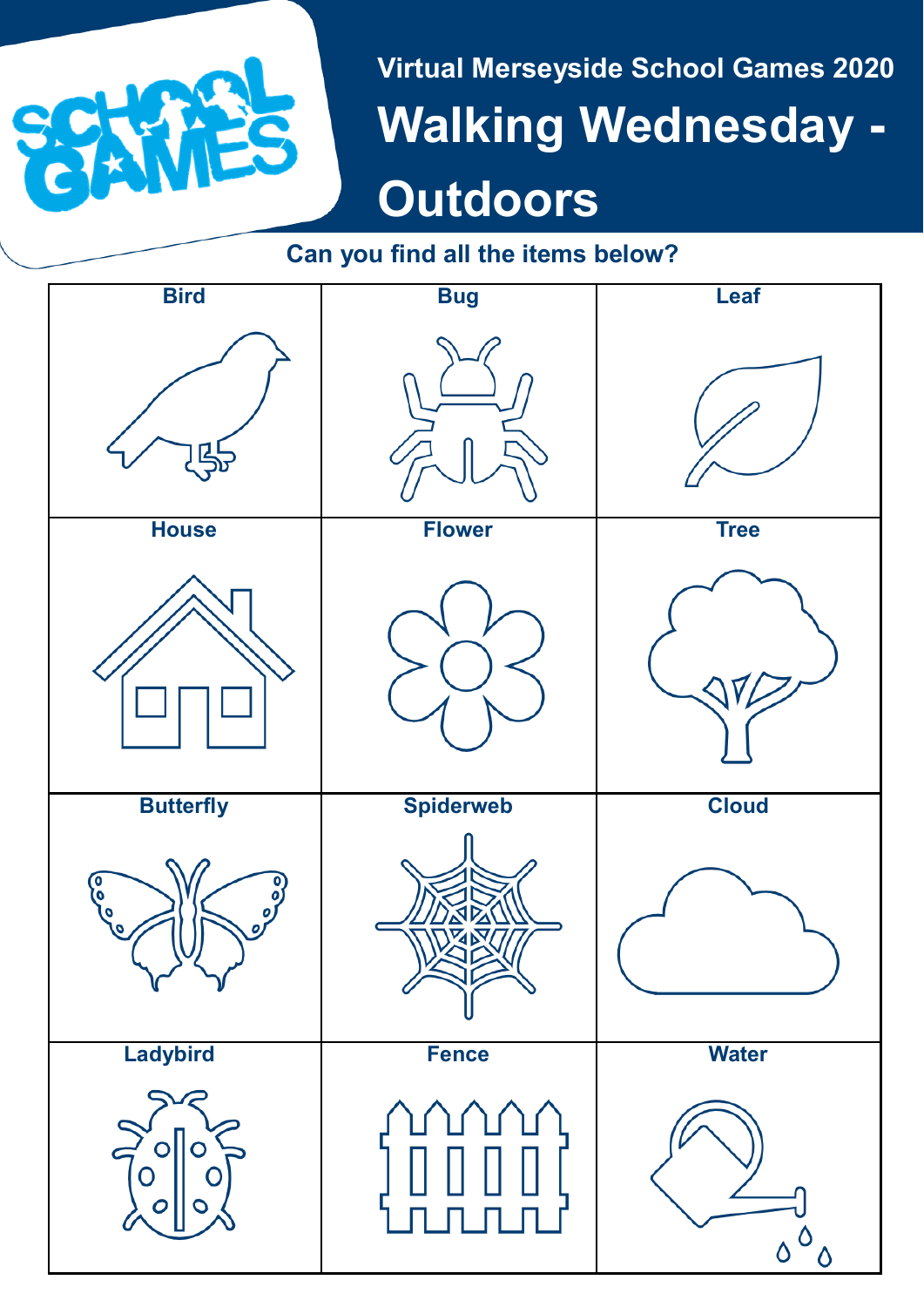Virtual Merseyside School Games 2020

# Walking Wednesday - Outdoors

**Can you find all the items below?**

| Bird | Bug | Leaf |
|---|---|---|
| **House** | **Flower** | **Tree** |
| **Butterfly** | **Spiderweb** | **Cloud** |
| **Ladybird** | **Fence** | **Water** |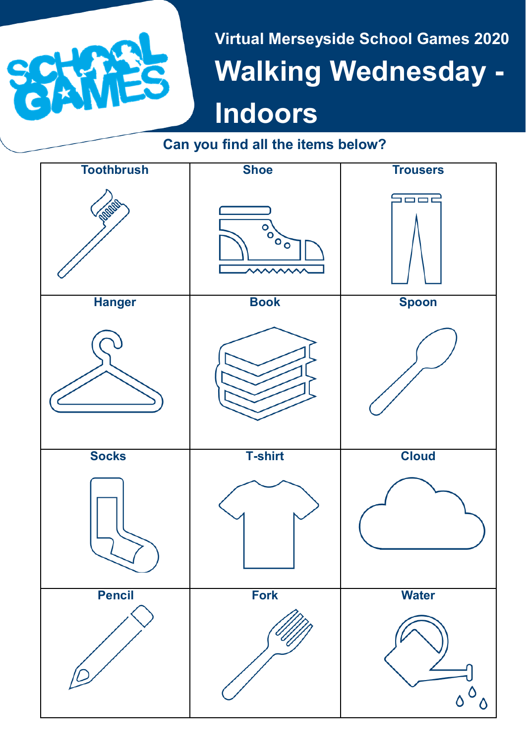Virtual Merseyside School Games 2020

# Walking Wednesday - Indoors

**Can you find all the items below?**

| Toothbrush | Shoe | Trousers |
|---|---|---|
| **Hanger** | **Book** | **Spoon** |
| **Socks** | **T-shirt** | **Cloud** |
| **Pencil** | **Fork** | **Water** |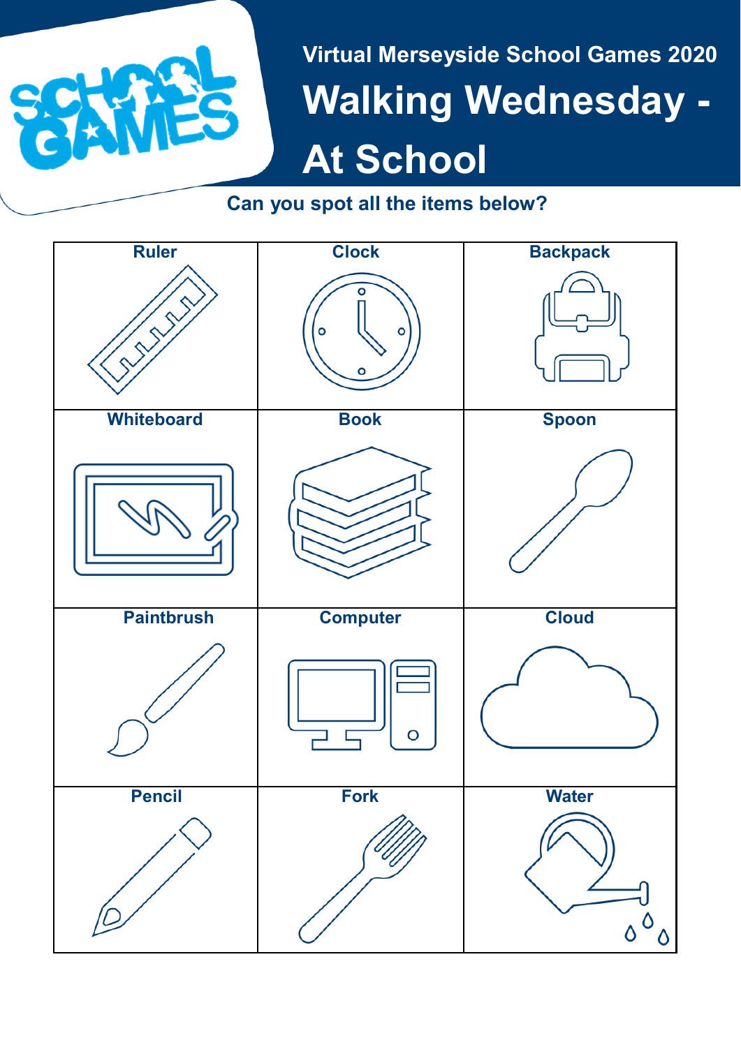Virtual Merseyside School Games 2020

# Walking Wednesday - At School

**Can you spot all the items below?**

| Ruler | Clock | Backpack |
|---|---|---|
| Whiteboard | Book | Spoon |
| Paintbrush | Computer | Cloud |
| Pencil | Fork | Water |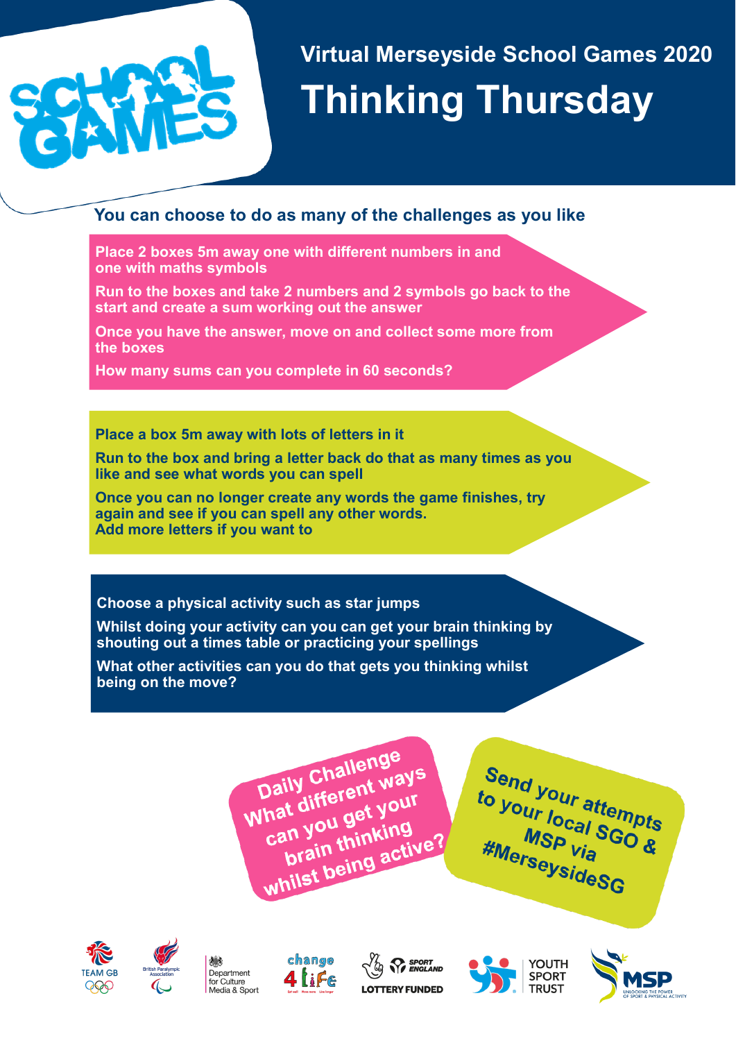# Virtual Merseyside School Games 2020

# Thinking Thursday

## You can choose to do as many of the challenges as you like

Place 2 boxes 5m away one with different numbers in and one with maths symbols

Run to the boxes and take 2 numbers and 2 symbols go back to the start and create a sum working out the answer

Once you have the answer, move on and collect some more from the boxes

How many sums can you complete in 60 seconds?

---

Place a box 5m away with lots of letters in it

Run to the box and bring a letter back do that as many times as you like and see what words you can spell

Once you can no longer create any words the game finishes, try again and see if you can spell any other words.
Add more letters if you want to

---

Choose a physical activity such as star jumps

Whilst doing your activity can you can get your brain thinking by shouting out a times table or practicing your spellings

What other activities can you do that gets you thinking whilst being on the move?

---

**Daily Challenge**
**What different ways can you get your brain thinking whilst being active?**

**Send your attempts to your local SGO & MSP via #MerseysideSG**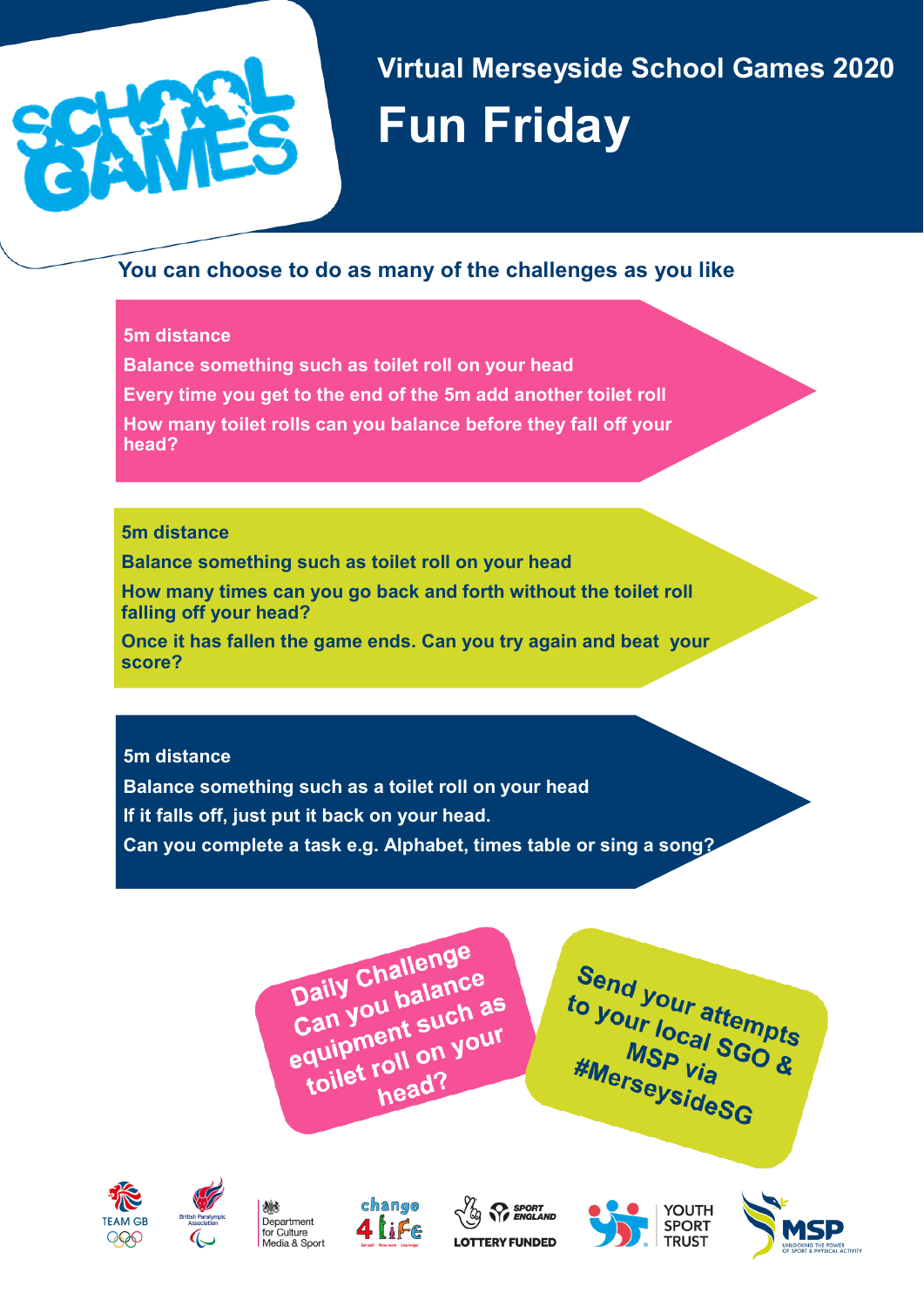SCHOOL GAMES

# Virtual Merseyside School Games 2020

# Fun Friday

**You can choose to do as many of the challenges as you like**

**5m distance**

**Balance something such as toilet roll on your head**

**Every time you get to the end of the 5m add another toilet roll**

**How many toilet rolls can you balance before they fall off your head?**

**5m distance**

**Balance something such as toilet roll on your head**

**How many times can you go back and forth without the toilet roll falling off your head?**

**Once it has fallen the game ends. Can you try again and beat your score?**

**5m distance**

**Balance something such as a toilet roll on your head**

**If it falls off, just put it back on your head.**

**Can you complete a task e.g. Alphabet, times table or sing a song?**

**Daily Challenge Can you balance equipment such as toilet roll on your head?**

**Send your attempts to your local SGO & MSP via #MerseysideSG**

TEAM GB | British Paralympic Association | Department for Culture Media & Sport | change 4 life | SPORT ENGLAND LOTTERY FUNDED | YOUTH SPORT TRUST | MSP UNLOCKING THE POWER OF SPORT & PHYSICAL ACTIVITY